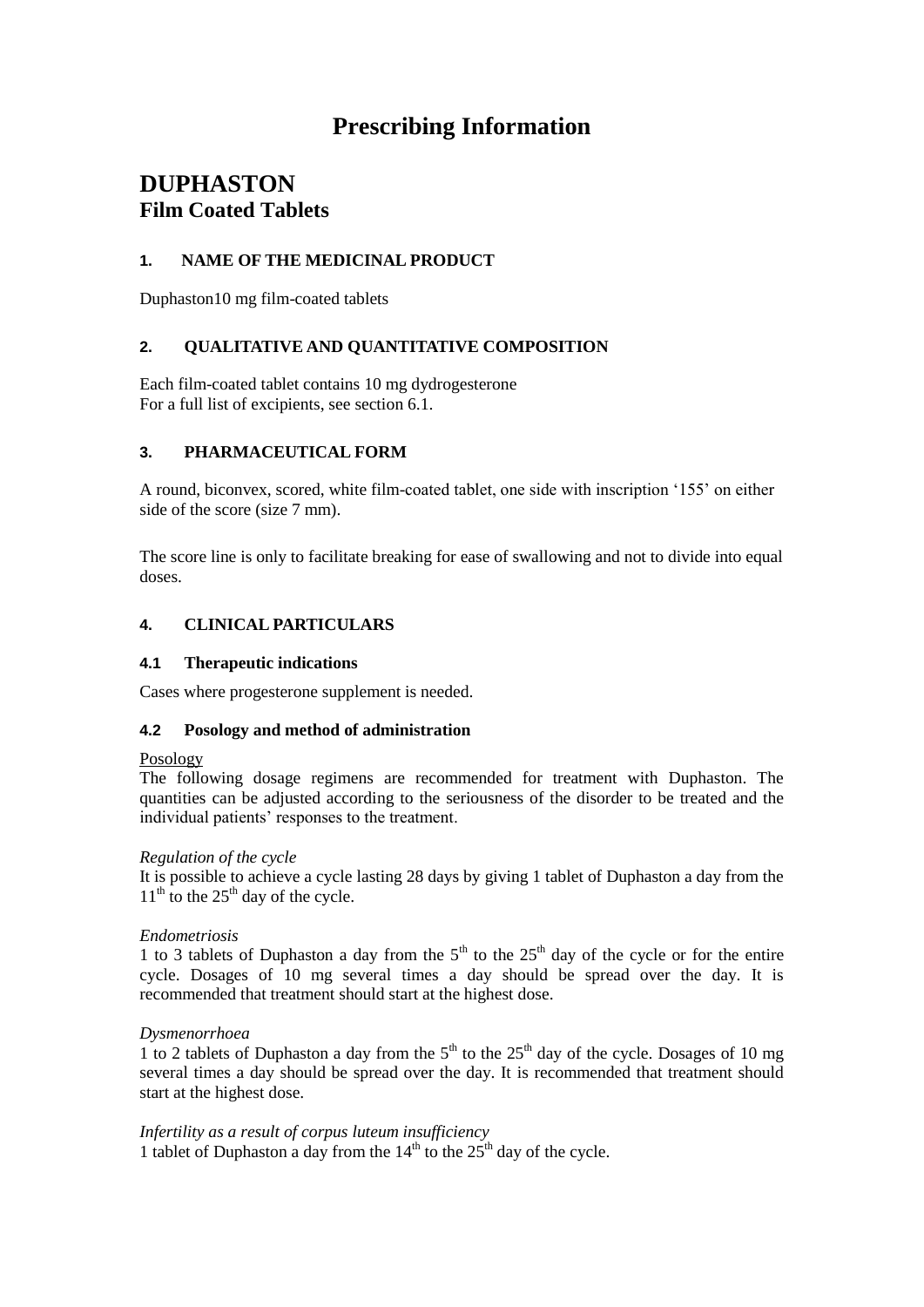# Prescribing Information

## DUPHASTON
### Film Coated Tablets

#### 1. NAME OF THE MEDICINAL PRODUCT

Duphaston10 mg film-coated tablets

#### 2. QUALITATIVE AND QUANTITATIVE COMPOSITION

Each film-coated tablet contains 10 mg dydrogesterone
For a full list of excipients, see section 6.1.

#### 3. PHARMACEUTICAL FORM

A round, biconvex, scored, white film-coated tablet, one side with inscription '155' on either side of the score (size 7 mm).

The score line is only to facilitate breaking for ease of swallowing and not to divide into equal doses.

#### 4. CLINICAL PARTICULARS

#### 4.1 Therapeutic indications

Cases where progesterone supplement is needed.

#### 4.2 Posology and method of administration

Posology

The following dosage regimens are recommended for treatment with Duphaston. The quantities can be adjusted according to the seriousness of the disorder to be treated and the individual patients' responses to the treatment.

*Regulation of the cycle*

It is possible to achieve a cycle lasting 28 days by giving 1 tablet of Duphaston a day from the 11th to the 25th day of the cycle.

*Endometriosis*

1 to 3 tablets of Duphaston a day from the 5th to the 25th day of the cycle or for the entire cycle. Dosages of 10 mg several times a day should be spread over the day. It is recommended that treatment should start at the highest dose.

*Dysmenorrhoea*

1 to 2 tablets of Duphaston a day from the 5th to the 25th day of the cycle. Dosages of 10 mg several times a day should be spread over the day. It is recommended that treatment should start at the highest dose.

*Infertility as a result of corpus luteum insufficiency*

1 tablet of Duphaston a day from the 14th to the 25th day of the cycle.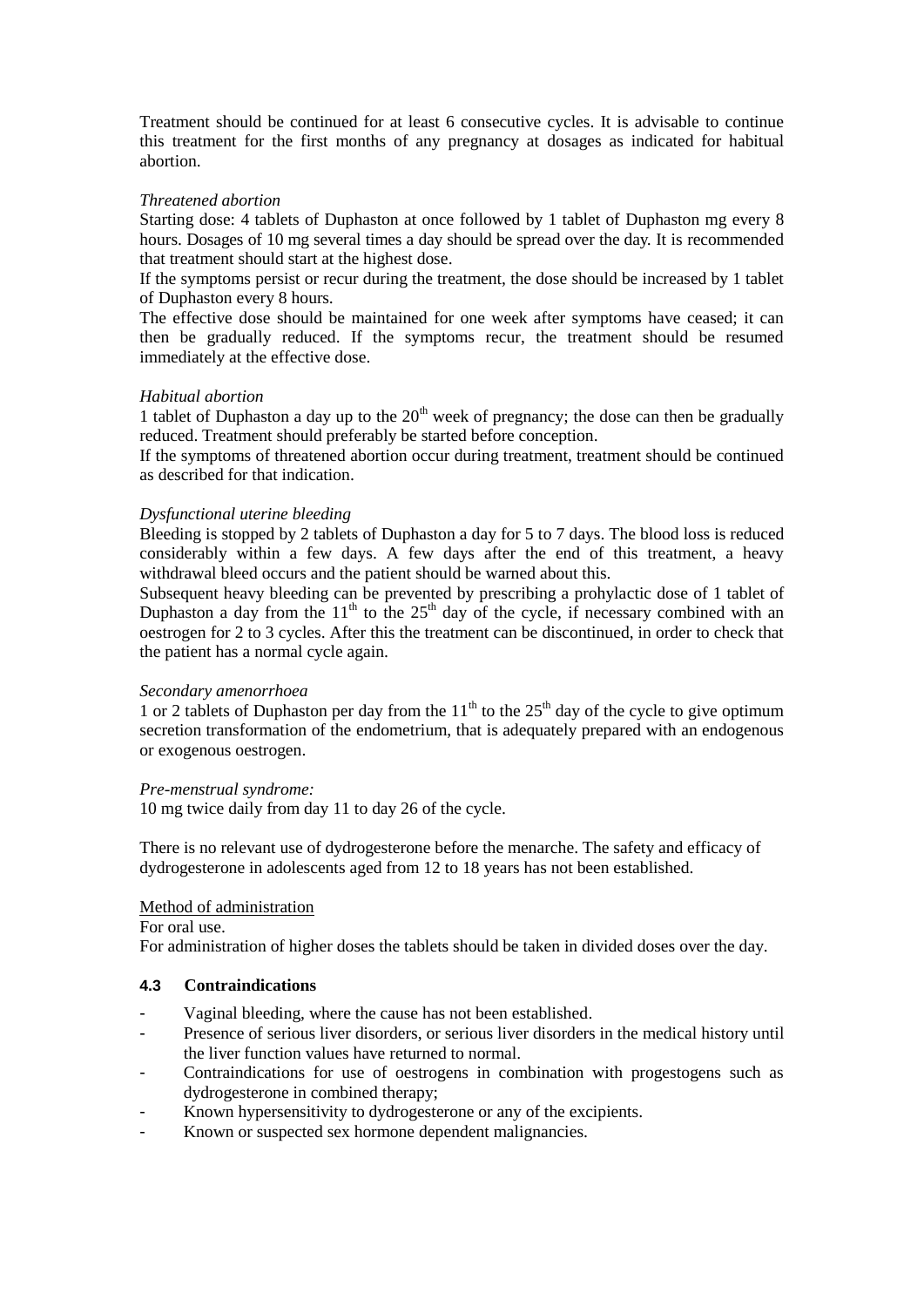Treatment should be continued for at least 6 consecutive cycles. It is advisable to continue this treatment for the first months of any pregnancy at dosages as indicated for habitual abortion.

*Threatened abortion*

Starting dose: 4 tablets of Duphaston at once followed by 1 tablet of Duphaston mg every 8 hours. Dosages of 10 mg several times a day should be spread over the day. It is recommended that treatment should start at the highest dose.

If the symptoms persist or recur during the treatment, the dose should be increased by 1 tablet of Duphaston every 8 hours.

The effective dose should be maintained for one week after symptoms have ceased; it can then be gradually reduced. If the symptoms recur, the treatment should be resumed immediately at the effective dose.

*Habitual abortion*

1 tablet of Duphaston a day up to the 20th week of pregnancy; the dose can then be gradually reduced. Treatment should preferably be started before conception.

If the symptoms of threatened abortion occur during treatment, treatment should be continued as described for that indication.

*Dysfunctional uterine bleeding*

Bleeding is stopped by 2 tablets of Duphaston a day for 5 to 7 days. The blood loss is reduced considerably within a few days. A few days after the end of this treatment, a heavy withdrawal bleed occurs and the patient should be warned about this.

Subsequent heavy bleeding can be prevented by prescribing a prohylactic dose of 1 tablet of Duphaston a day from the 11th to the 25th day of the cycle, if necessary combined with an oestrogen for 2 to 3 cycles. After this the treatment can be discontinued, in order to check that the patient has a normal cycle again.

*Secondary amenorrhoea*

1 or 2 tablets of Duphaston per day from the 11th to the 25th day of the cycle to give optimum secretion transformation of the endometrium, that is adequately prepared with an endogenous or exogenous oestrogen.

*Pre-menstrual syndrome:*

10 mg twice daily from day 11 to day 26 of the cycle.

There is no relevant use of dydrogesterone before the menarche. The safety and efficacy of dydrogesterone in adolescents aged from 12 to 18 years has not been established.

Method of administration

For oral use.

For administration of higher doses the tablets should be taken in divided doses over the day.

### 4.3 Contraindications

- Vaginal bleeding, where the cause has not been established.
- Presence of serious liver disorders, or serious liver disorders in the medical history until the liver function values have returned to normal.
- Contraindications for use of oestrogens in combination with progestogens such as dydrogesterone in combined therapy;
- Known hypersensitivity to dydrogesterone or any of the excipients.
- Known or suspected sex hormone dependent malignancies.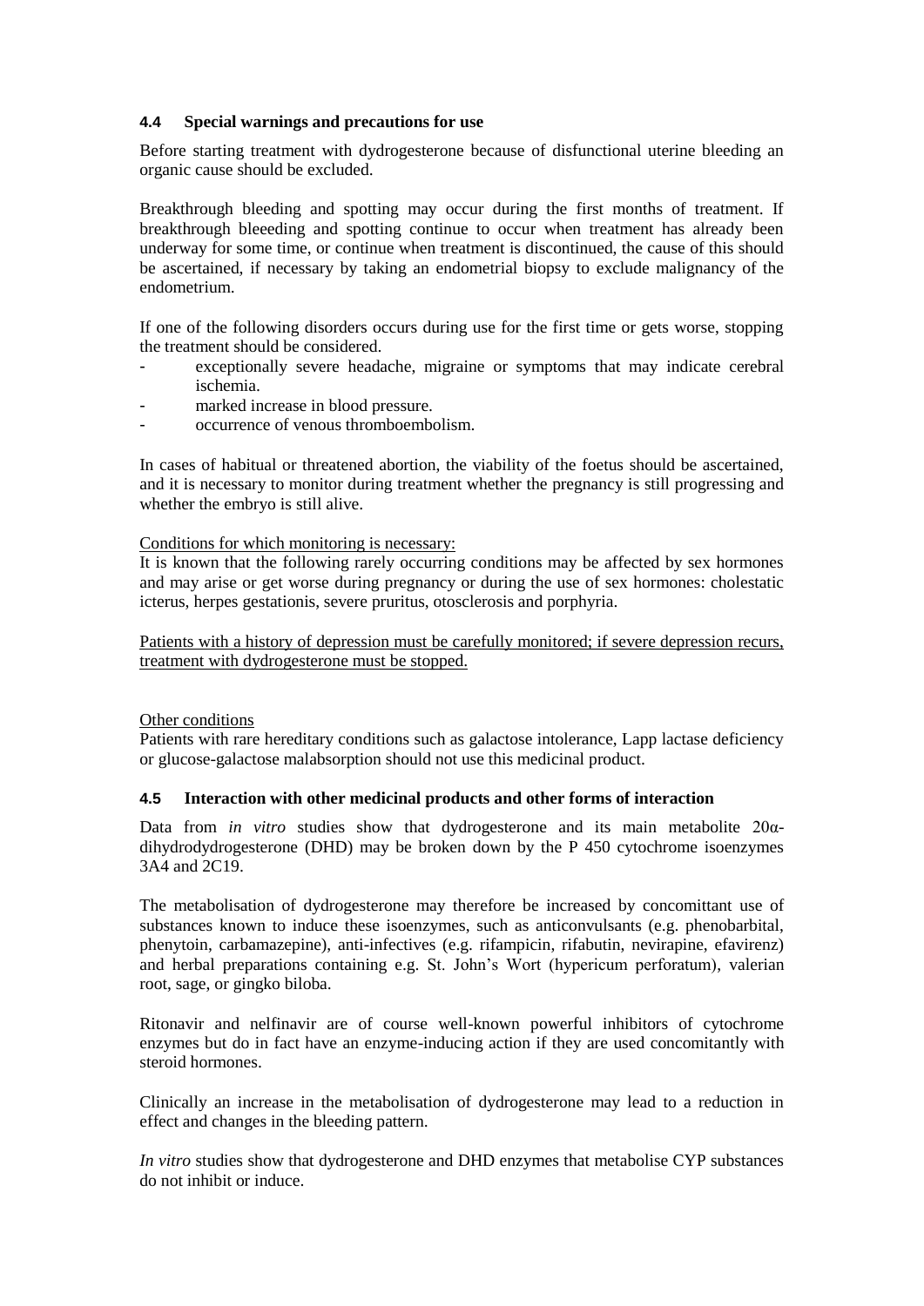### 4.4 Special warnings and precautions for use

Before starting treatment with dydrogesterone because of disfunctional uterine bleeding an organic cause should be excluded.

Breakthrough bleeding and spotting may occur during the first months of treatment. If breakthrough bleeeding and spotting continue to occur when treatment has already been underway for some time, or continue when treatment is discontinued, the cause of this should be ascertained, if necessary by taking an endometrial biopsy to exclude malignancy of the endometrium.

If one of the following disorders occurs during use for the first time or gets worse, stopping the treatment should be considered.

- exceptionally severe headache, migraine or symptoms that may indicate cerebral ischemia.
- marked increase in blood pressure.
- occurrence of venous thromboembolism.

In cases of habitual or threatened abortion, the viability of the foetus should be ascertained, and it is necessary to monitor during treatment whether the pregnancy is still progressing and whether the embryo is still alive.

Conditions for which monitoring is necessary:
It is known that the following rarely occurring conditions may be affected by sex hormones and may arise or get worse during pregnancy or during the use of sex hormones: cholestatic icterus, herpes gestationis, severe pruritus, otosclerosis and porphyria.

Patients with a history of depression must be carefully monitored; if severe depression recurs, treatment with dydrogesterone must be stopped.

Other conditions
Patients with rare hereditary conditions such as galactose intolerance, Lapp lactase deficiency or glucose-galactose malabsorption should not use this medicinal product.

### 4.5 Interaction with other medicinal products and other forms of interaction

Data from *in vitro* studies show that dydrogesterone and its main metabolite 20α-dihydrodydrogesterone (DHD) may be broken down by the P 450 cytochrome isoenzymes 3A4 and 2C19.

The metabolisation of dydrogesterone may therefore be increased by concomittant use of substances known to induce these isoenzymes, such as anticonvulsants (e.g. phenobarbital, phenytoin, carbamazepine), anti-infectives (e.g. rifampicin, rifabutin, nevirapine, efavirenz) and herbal preparations containing e.g. St. John's Wort (hypericum perforatum), valerian root, sage, or gingko biloba.

Ritonavir and nelfinavir are of course well-known powerful inhibitors of cytochrome enzymes but do in fact have an enzyme-inducing action if they are used concomitantly with steroid hormones.

Clinically an increase in the metabolisation of dydrogesterone may lead to a reduction in effect and changes in the bleeding pattern.

*In vitro* studies show that dydrogesterone and DHD enzymes that metabolise CYP substances do not inhibit or induce.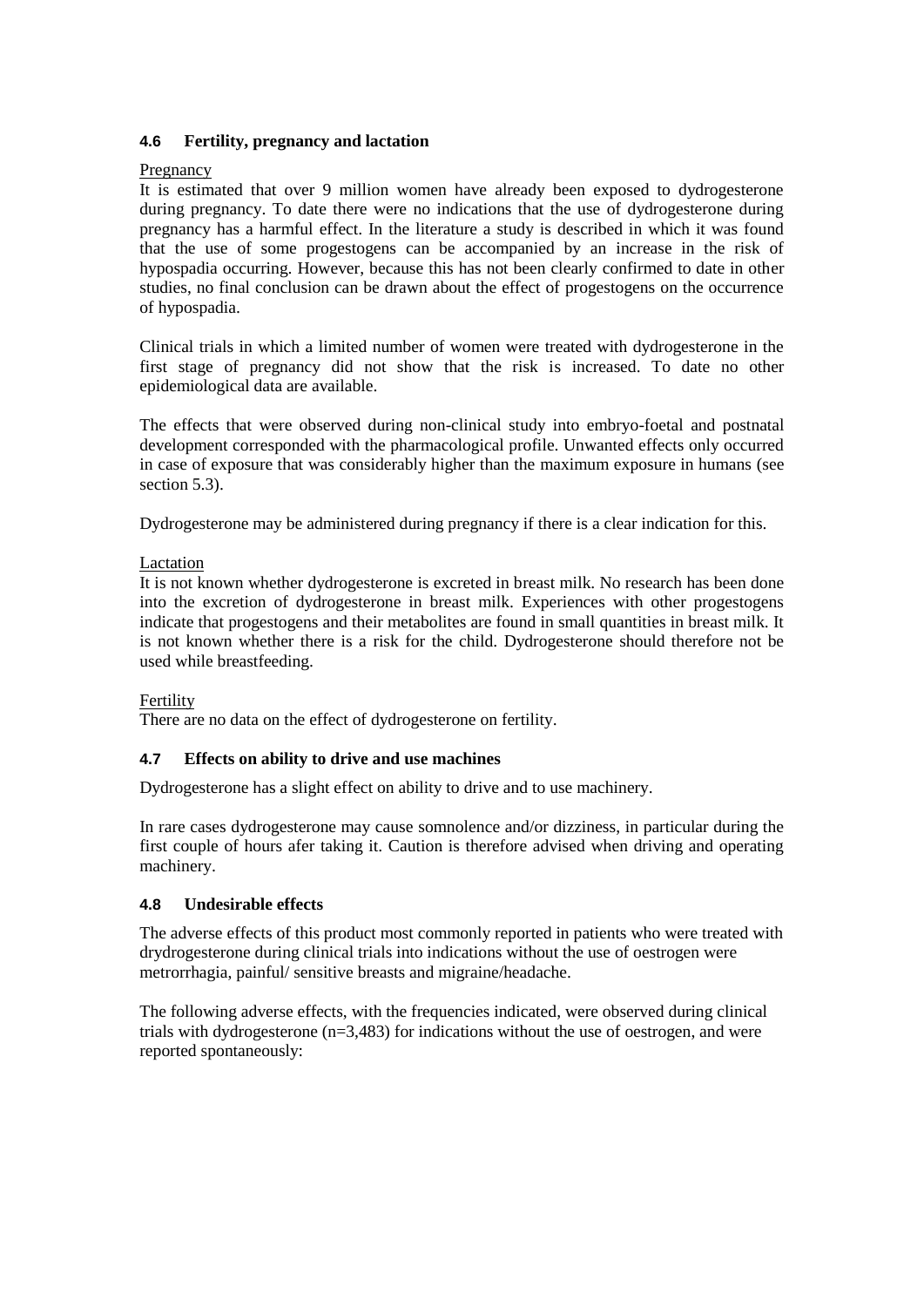### 4.6 Fertility, pregnancy and lactation

Pregnancy

It is estimated that over 9 million women have already been exposed to dydrogesterone during pregnancy. To date there were no indications that the use of dydrogesterone during pregnancy has a harmful effect. In the literature a study is described in which it was found that the use of some progestogens can be accompanied by an increase in the risk of hypospadia occurring. However, because this has not been clearly confirmed to date in other studies, no final conclusion can be drawn about the effect of progestogens on the occurrence of hypospadia.

Clinical trials in which a limited number of women were treated with dydrogesterone in the first stage of pregnancy did not show that the risk is increased. To date no other epidemiological data are available.

The effects that were observed during non-clinical study into embryo-foetal and postnatal development corresponded with the pharmacological profile. Unwanted effects only occurred in case of exposure that was considerably higher than the maximum exposure in humans (see section 5.3).

Dydrogesterone may be administered during pregnancy if there is a clear indication for this.

Lactation

It is not known whether dydrogesterone is excreted in breast milk. No research has been done into the excretion of dydrogesterone in breast milk. Experiences with other progestogens indicate that progestogens and their metabolites are found in small quantities in breast milk. It is not known whether there is a risk for the child. Dydrogesterone should therefore not be used while breastfeeding.

Fertility

There are no data on the effect of dydrogesterone on fertility.

### 4.7 Effects on ability to drive and use machines

Dydrogesterone has a slight effect on ability to drive and to use machinery.

In rare cases dydrogesterone may cause somnolence and/or dizziness, in particular during the first couple of hours afer taking it. Caution is therefore advised when driving and operating machinery.

### 4.8 Undesirable effects

The adverse effects of this product most commonly reported in patients who were treated with drydrogesterone during clinical trials into indications without the use of oestrogen were metrorrhagia, painful/ sensitive breasts and migraine/headache.

The following adverse effects, with the frequencies indicated, were observed during clinical trials with dydrogesterone (n=3,483) for indications without the use of oestrogen, and were reported spontaneously: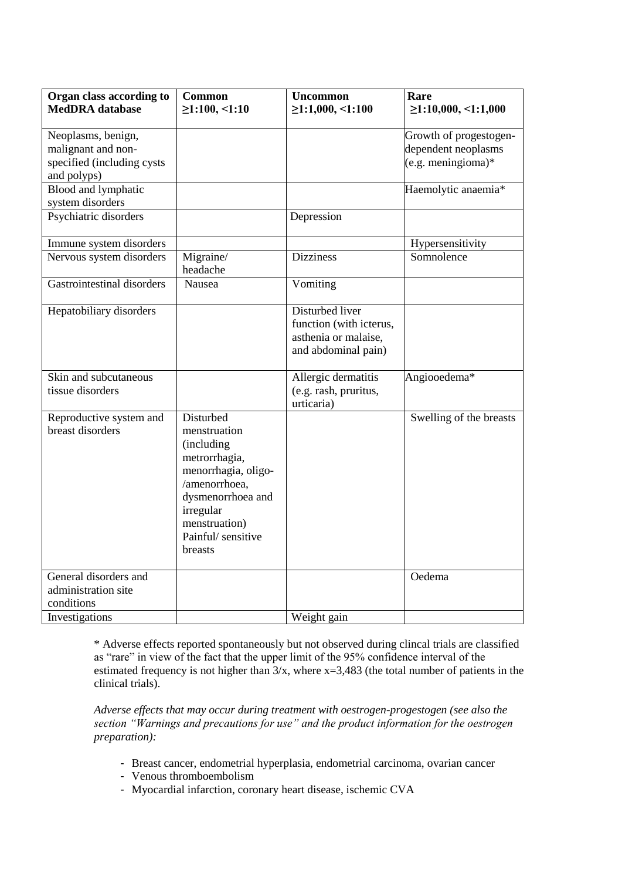| Organ class according to MedDRA database | Common ≥1:100, <1:10 | Uncommon ≥1:1,000, <1:100 | Rare ≥1:10,000, <1:1,000 |
|---|---|---|---|
| Neoplasms, benign, malignant and non-specified (including cysts and polyps) | | | Growth of progestogen-dependent neoplasms (e.g. meningioma)* |
| Blood and lymphatic system disorders | | | Haemolytic anaemia* |
| Psychiatric disorders | | Depression | |
| Immune system disorders | | | Hypersensitivity |
| Nervous system disorders | Migraine/ headache | Dizziness | Somnolence |
| Gastrointestinal disorders | Nausea | Vomiting | |
| Hepatobiliary disorders | | Disturbed liver function (with icterus, asthenia or malaise, and abdominal pain) | |
| Skin and subcutaneous tissue disorders | | Allergic dermatitis (e.g. rash, pruritus, urticaria) | Angiooedema* |
| Reproductive system and breast disorders | Disturbed menstruation (including metrorrhagia, menorrhagia, oligo-/amenorrhoea, dysmenorrhoea and irregular menstruation) Painful/ sensitive breasts | | Swelling of the breasts |
| General disorders and administration site conditions | | | Oedema |
| Investigations | | Weight gain | |

\* Adverse effects reported spontaneously but not observed during clincal trials are classified as "rare" in view of the fact that the upper limit of the 95% confidence interval of the estimated frequency is not higher than 3/x, where x=3,483 (the total number of patients in the clinical trials).

*Adverse effects that may occur during treatment with oestrogen-progestogen (see also the section "Warnings and precautions for use" and the product information for the oestrogen preparation):*

- Breast cancer, endometrial hyperplasia, endometrial carcinoma, ovarian cancer
- Venous thromboembolism
- Myocardial infarction, coronary heart disease, ischemic CVA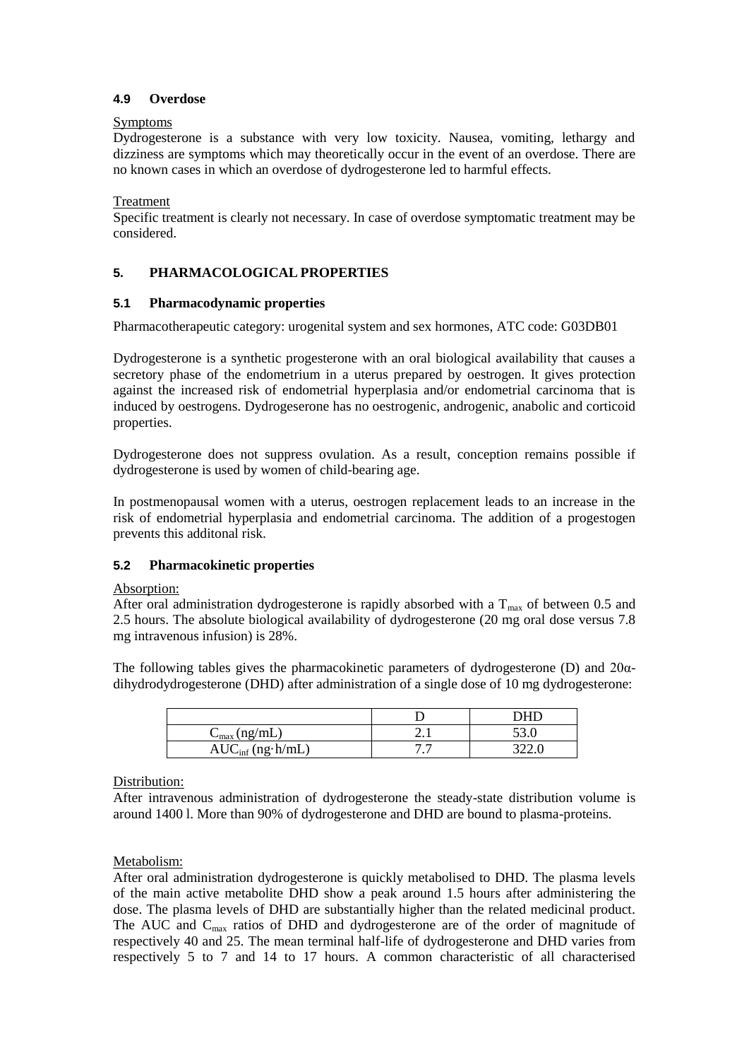### 4.9 Overdose

Symptoms
Dydrogesterone is a substance with very low toxicity. Nausea, vomiting, lethargy and dizziness are symptoms which may theoretically occur in the event of an overdose. There are no known cases in which an overdose of dydrogesterone led to harmful effects.

Treatment
Specific treatment is clearly not necessary. In case of overdose symptomatic treatment may be considered.

## 5. PHARMACOLOGICAL PROPERTIES

### 5.1 Pharmacodynamic properties

Pharmacotherapeutic category: urogenital system and sex hormones, ATC code: G03DB01

Dydrogesterone is a synthetic progesterone with an oral biological availability that causes a secretory phase of the endometrium in a uterus prepared by oestrogen. It gives protection against the increased risk of endometrial hyperplasia and/or endometrial carcinoma that is induced by oestrogens. Dydrogeserone has no oestrogenic, androgenic, anabolic and corticoid properties.

Dydrogesterone does not suppress ovulation. As a result, conception remains possible if dydrogesterone is used by women of child-bearing age.

In postmenopausal women with a uterus, oestrogen replacement leads to an increase in the risk of endometrial hyperplasia and endometrial carcinoma. The addition of a progestogen prevents this additonal risk.

### 5.2 Pharmacokinetic properties

Absorption:
After oral administration dydrogesterone is rapidly absorbed with a $T_{max}$ of between 0.5 and 2.5 hours. The absolute biological availability of dydrogesterone (20 mg oral dose versus 7.8 mg intravenous infusion) is 28%.

The following tables gives the pharmacokinetic parameters of dydrogesterone (D) and 20α-dihydrodydrogesterone (DHD) after administration of a single dose of 10 mg dydrogesterone:

| | D | DHD |
|---|---|---|
| $C_{max}$ (ng/mL) | 2.1 | 53.0 |
| $AUC_{inf}$ (ng·h/mL) | 7.7 | 322.0 |

Distribution:
After intravenous administration of dydrogesterone the steady-state distribution volume is around 1400 l. More than 90% of dydrogesterone and DHD are bound to plasma-proteins.

Metabolism:
After oral administration dydrogesterone is quickly metabolised to DHD. The plasma levels of the main active metabolite DHD show a peak around 1.5 hours after administering the dose. The plasma levels of DHD are substantially higher than the related medicinal product. The AUC and $C_{max}$ ratios of DHD and dydrogesterone are of the order of magnitude of respectively 40 and 25. The mean terminal half-life of dydrogesterone and DHD varies from respectively 5 to 7 and 14 to 17 hours. A common characteristic of all characterised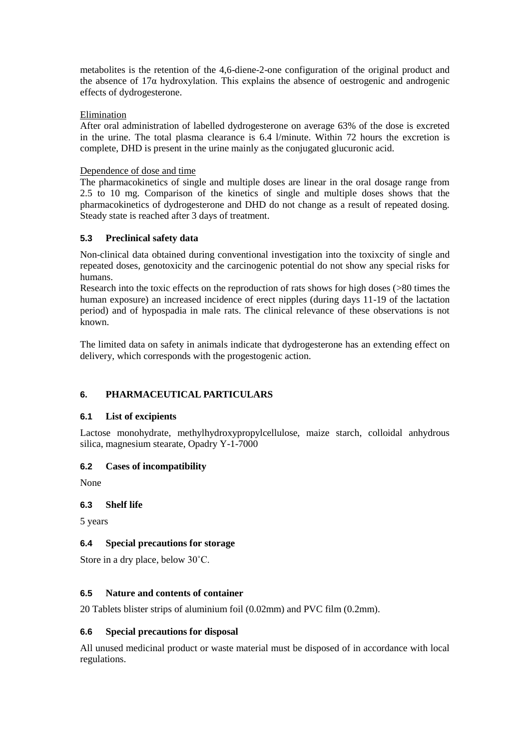metabolites is the retention of the 4,6-diene-2-one configuration of the original product and the absence of 17α hydroxylation. This explains the absence of oestrogenic and androgenic effects of dydrogesterone.

Elimination

After oral administration of labelled dydrogesterone on average 63% of the dose is excreted in the urine. The total plasma clearance is 6.4 l/minute. Within 72 hours the excretion is complete, DHD is present in the urine mainly as the conjugated glucuronic acid.

Dependence of dose and time

The pharmacokinetics of single and multiple doses are linear in the oral dosage range from 2.5 to 10 mg. Comparison of the kinetics of single and multiple doses shows that the pharmacokinetics of dydrogesterone and DHD do not change as a result of repeated dosing. Steady state is reached after 3 days of treatment.

### 5.3 Preclinical safety data

Non-clinical data obtained during conventional investigation into the toxixcity of single and repeated doses, genotoxicity and the carcinogenic potential do not show any special risks for humans.
Research into the toxic effects on the reproduction of rats shows for high doses (>80 times the human exposure) an increased incidence of erect nipples (during days 11-19 of the lactation period) and of hypospadia in male rats. The clinical relevance of these observations is not known.

The limited data on safety in animals indicate that dydrogesterone has an extending effect on delivery, which corresponds with the progestogenic action.

## 6. PHARMACEUTICAL PARTICULARS

### 6.1 List of excipients

Lactose monohydrate, methylhydroxypropylcellulose, maize starch, colloidal anhydrous silica, magnesium stearate, Opadry Y-1-7000

### 6.2 Cases of incompatibility

None

### 6.3 Shelf life

5 years

### 6.4 Special precautions for storage

Store in a dry place, below 30˚C.

### 6.5 Nature and contents of container

20 Tablets blister strips of aluminium foil (0.02mm) and PVC film (0.2mm).

### 6.6 Special precautions for disposal

All unused medicinal product or waste material must be disposed of in accordance with local regulations.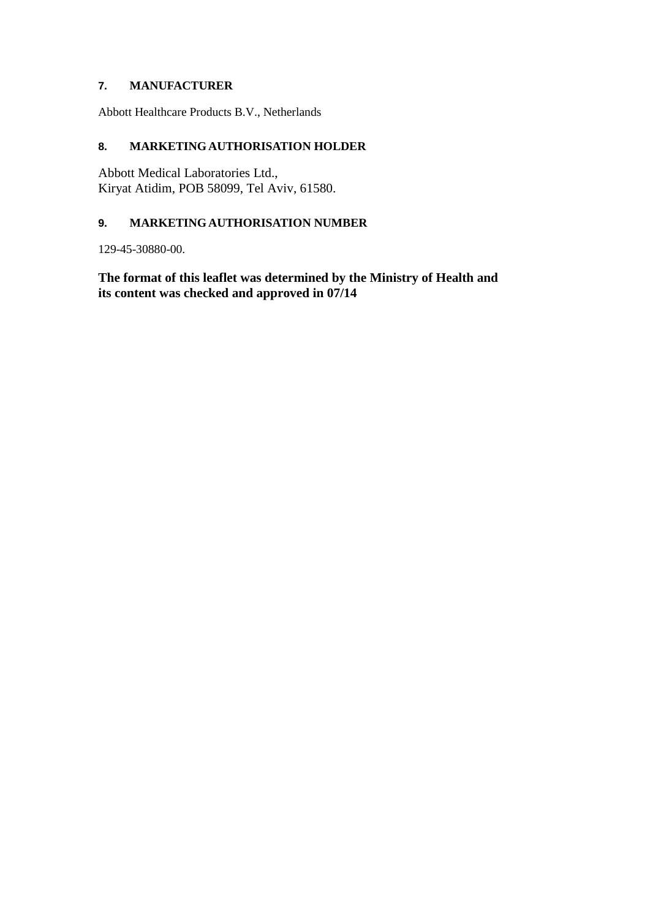### 7. MANUFACTURER

Abbott Healthcare Products B.V., Netherlands

### 8. MARKETING AUTHORISATION HOLDER

Abbott Medical Laboratories Ltd.,
Kiryat Atidim, POB 58099, Tel Aviv, 61580.

### 9. MARKETING AUTHORISATION NUMBER

129-45-30880-00.

**The format of this leaflet was determined by the Ministry of Health and its content was checked and approved in 07/14**